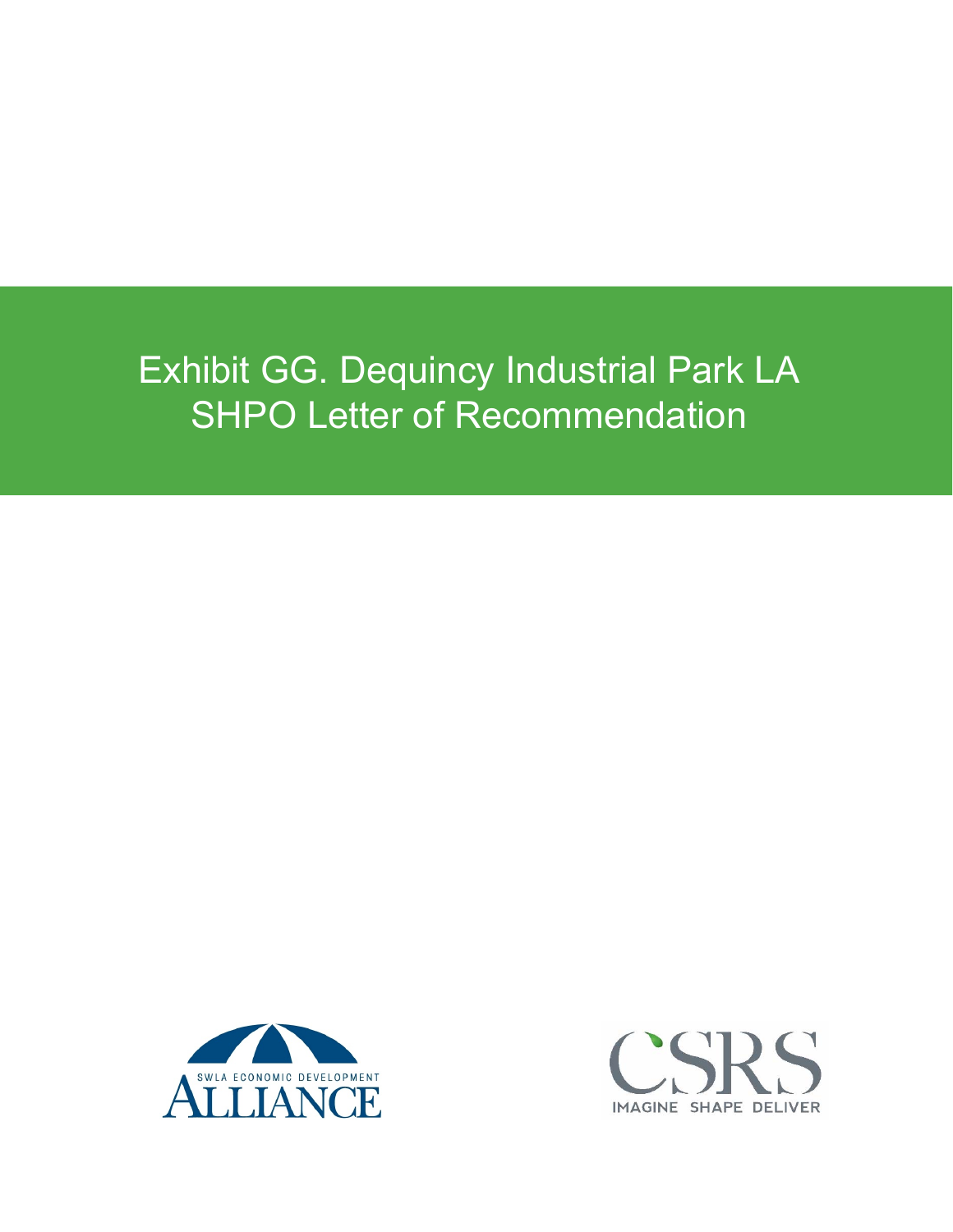# Exhibit GG. Dequincy Industrial Park LA SHPO Letter of Recommendation

SWLA ECONOMIC DEVELOPMENT ALLIANCE

CSRS IMAGINE SHAPE DELIVER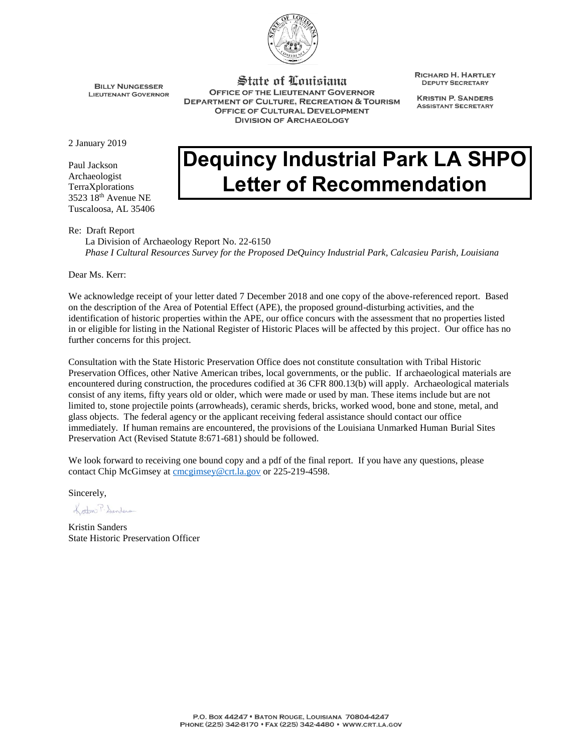**BILLY NUNGESSER**
**LIEUTENANT GOVERNOR**

State of Louisiana
**OFFICE OF THE LIEUTENANT GOVERNOR**
**DEPARTMENT OF CULTURE, RECREATION & TOURISM**
**OFFICE OF CULTURAL DEVELOPMENT**
**DIVISION OF ARCHAEOLOGY**

**RICHARD H. HARTLEY**
**DEPUTY SECRETARY**

**KRISTIN P. SANDERS**
**ASSISTANT SECRETARY**

2 January 2019

# Dequincy Industrial Park LA SHPO Letter of Recommendation

Paul Jackson
Archaeologist
TerraXplorations
3523 18th Avenue NE
Tuscaloosa, AL 35406

Re: Draft Report
La Division of Archaeology Report No. 22-6150
*Phase I Cultural Resources Survey for the Proposed DeQuincy Industrial Park, Calcasieu Parish, Louisiana*

Dear Ms. Kerr:

We acknowledge receipt of your letter dated 7 December 2018 and one copy of the above-referenced report. Based on the description of the Area of Potential Effect (APE), the proposed ground-disturbing activities, and the identification of historic properties within the APE, our office concurs with the assessment that no properties listed in or eligible for listing in the National Register of Historic Places will be affected by this project. Our office has no further concerns for this project.

Consultation with the State Historic Preservation Office does not constitute consultation with Tribal Historic Preservation Offices, other Native American tribes, local governments, or the public. If archaeological materials are encountered during construction, the procedures codified at 36 CFR 800.13(b) will apply. Archaeological materials consist of any items, fifty years old or older, which were made or used by man. These items include but are not limited to, stone projectile points (arrowheads), ceramic sherds, bricks, worked wood, bone and stone, metal, and glass objects. The federal agency or the applicant receiving federal assistance should contact our office immediately. If human remains are encountered, the provisions of the Louisiana Unmarked Human Burial Sites Preservation Act (Revised Statute 8:671-681) should be followed.

We look forward to receiving one bound copy and a pdf of the final report. If you have any questions, please contact Chip McGimsey at cmcgimsey@crt.la.gov or 225-219-4598.

Sincerely,

Kristin Sanders
State Historic Preservation Officer

P.O. BOX 44247 • BATON ROUGE, LOUISIANA 70804-4247
PHONE (225) 342-8170 • FAX (225) 342-4480 • WWW.CRT.LA.GOV